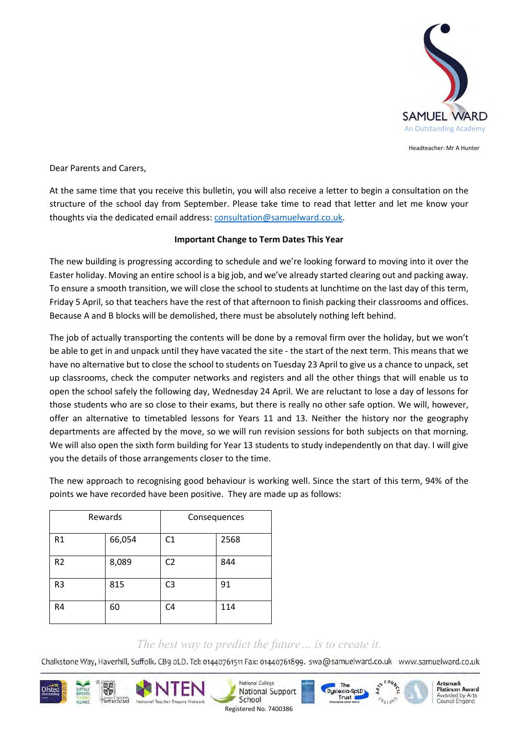SAMUEL WARD
An Outstanding Academy

Headteacher: Mr A Hunter

Dear Parents and Carers,

At the same time that you receive this bulletin, you will also receive a letter to begin a consultation on the structure of the school day from September. Please take time to read that letter and let me know your thoughts via the dedicated email address: consultation@samuelward.co.uk.

**Important Change to Term Dates This Year**

The new building is progressing according to schedule and we're looking forward to moving into it over the Easter holiday. Moving an entire school is a big job, and we've already started clearing out and packing away. To ensure a smooth transition, we will close the school to students at lunchtime on the last day of this term, Friday 5 April, so that teachers have the rest of that afternoon to finish packing their classrooms and offices. Because A and B blocks will be demolished, there must be absolutely nothing left behind.

The job of actually transporting the contents will be done by a removal firm over the holiday, but we won't be able to get in and unpack until they have vacated the site - the start of the next term. This means that we have no alternative but to close the school to students on Tuesday 23 April to give us a chance to unpack, set up classrooms, check the computer networks and registers and all the other things that will enable us to open the school safely the following day, Wednesday 24 April. We are reluctant to lose a day of lessons for those students who are so close to their exams, but there is really no other safe option. We will, however, offer an alternative to timetabled lessons for Years 11 and 13. Neither the history nor the geography departments are affected by the move, so we will run revision sessions for both subjects on that morning. We will also open the sixth form building for Year 13 students to study independently on that day. I will give you the details of those arrangements closer to the time.

The new approach to recognising good behaviour is working well. Since the start of this term, 94% of the points we have recorded have been positive. They are made up as follows:

| Rewards | | Consequences | |
|---|---|---|---|
| R1 | 66,054 | C1 | 2568 |
| R2 | 8,089 | C2 | 844 |
| R3 | 815 | C3 | 91 |
| R4 | 60 | C4 | 114 |

*The best way to predict the future… is to create it.*

Chalkstone Way, Haverhill, Suffolk. CB9 0LD. Tel: 01440761511 Fax: 01440761899. swa@samuelward.co.uk www.samuelward.co.uk

Registered No. 7400386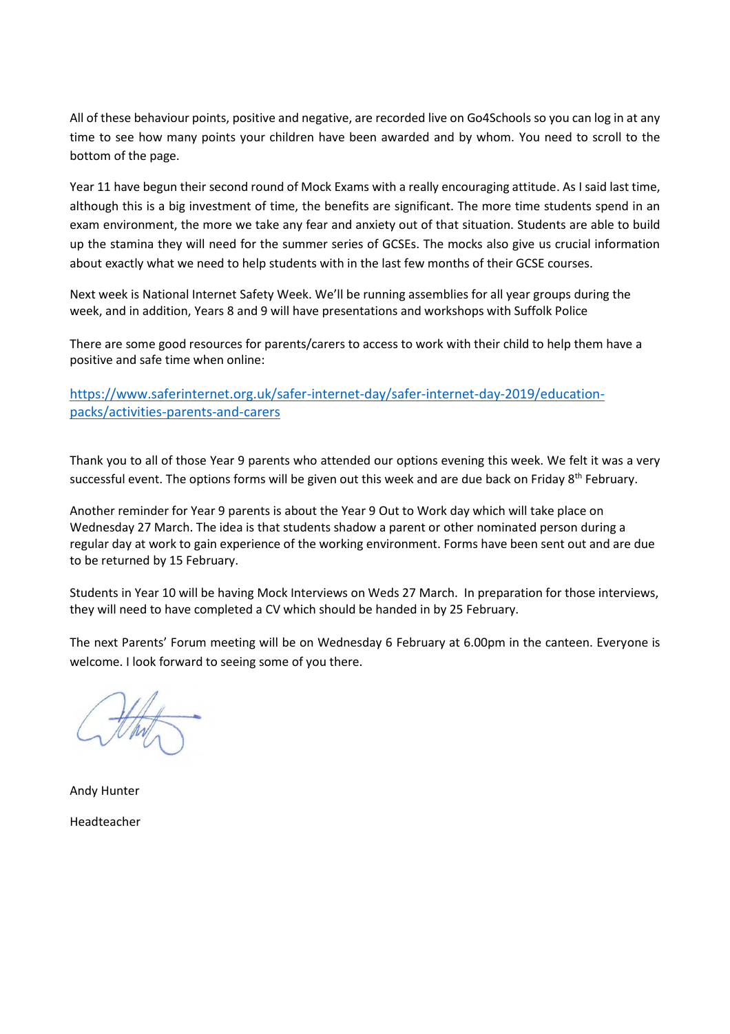All of these behaviour points, positive and negative, are recorded live on Go4Schools so you can log in at any time to see how many points your children have been awarded and by whom. You need to scroll to the bottom of the page.

Year 11 have begun their second round of Mock Exams with a really encouraging attitude. As I said last time, although this is a big investment of time, the benefits are significant. The more time students spend in an exam environment, the more we take any fear and anxiety out of that situation. Students are able to build up the stamina they will need for the summer series of GCSEs. The mocks also give us crucial information about exactly what we need to help students with in the last few months of their GCSE courses.

Next week is National Internet Safety Week. We'll be running assemblies for all year groups during the week, and in addition, Years 8 and 9 will have presentations and workshops with Suffolk Police

There are some good resources for parents/carers to access to work with their child to help them have a positive and safe time when online:

https://www.saferinternet.org.uk/safer-internet-day/safer-internet-day-2019/education-packs/activities-parents-and-carers

Thank you to all of those Year 9 parents who attended our options evening this week. We felt it was a very successful event. The options forms will be given out this week and are due back on Friday 8th February.

Another reminder for Year 9 parents is about the Year 9 Out to Work day which will take place on Wednesday 27 March. The idea is that students shadow a parent or other nominated person during a regular day at work to gain experience of the working environment. Forms have been sent out and are due to be returned by 15 February.

Students in Year 10 will be having Mock Interviews on Weds 27 March. In preparation for those interviews, they will need to have completed a CV which should be handed in by 25 February.

The next Parents' Forum meeting will be on Wednesday 6 February at 6.00pm in the canteen. Everyone is welcome. I look forward to seeing some of you there.

Andy Hunter

Headteacher